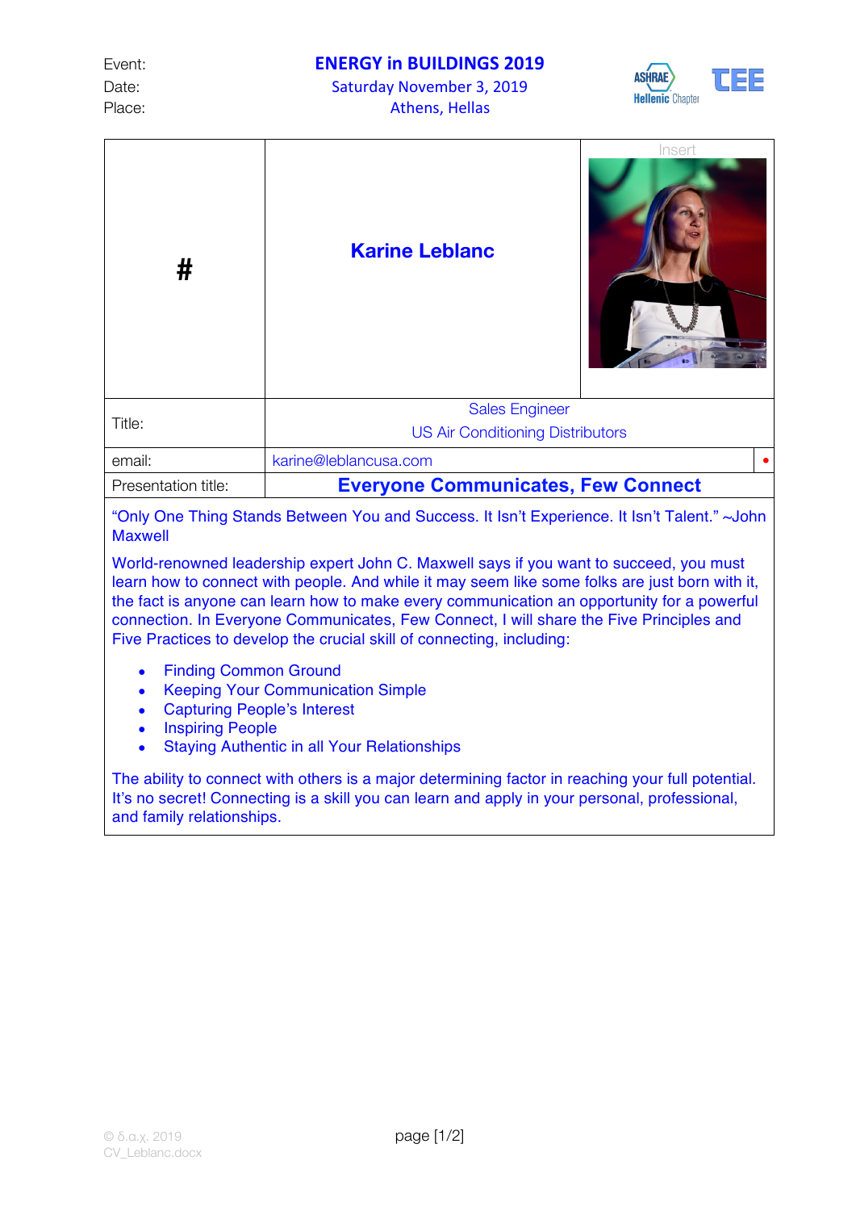Event: **ENERGY in BUILDINGS 2019**
Date: Saturday November 3, 2019
Place: Athens, Hellas

| # | Karine Leblanc | Insert |
|---|---|---|
| Title: | Sales Engineer<br>US Air Conditioning Distributors | |
| email: | karine@leblancusa.com | |
| Presentation title: | **Everyone Communicates, Few Connect** | |

"Only One Thing Stands Between You and Success. It Isn't Experience. It Isn't Talent." ~John Maxwell

World-renowned leadership expert John C. Maxwell says if you want to succeed, you must learn how to connect with people. And while it may seem like some folks are just born with it, the fact is anyone can learn how to make every communication an opportunity for a powerful connection. In Everyone Communicates, Few Connect, I will share the Five Principles and Five Practices to develop the crucial skill of connecting, including:

- Finding Common Ground
- Keeping Your Communication Simple
- Capturing People's Interest
- Inspiring People
- Staying Authentic in all Your Relationships

The ability to connect with others is a major determining factor in reaching your full potential. It's no secret! Connecting is a skill you can learn and apply in your personal, professional, and family relationships.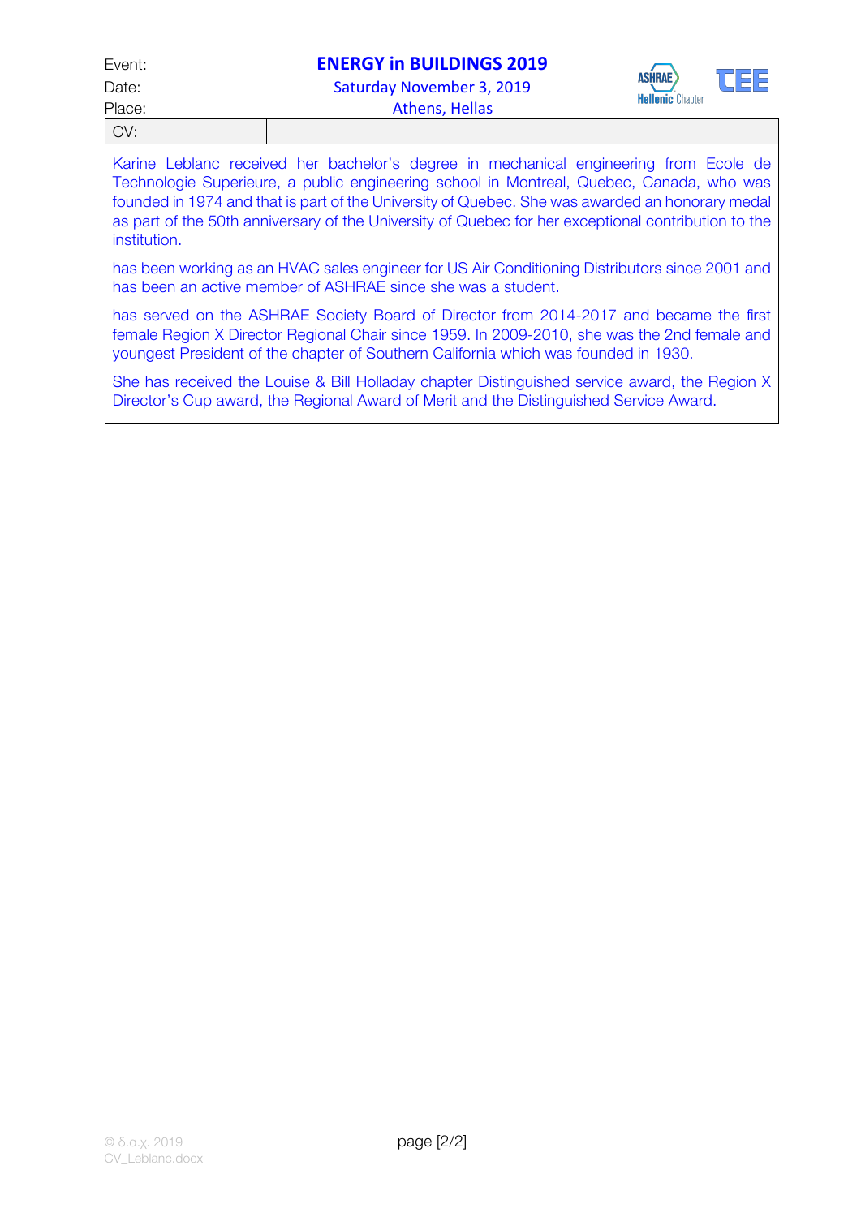| Event: | ENERGY in BUILDINGS 2019 |
| --- | --- |
| Date: | Saturday November 3, 2019 |
| Place: | Athens, Hellas |

| CV: | |
| --- | --- |

Karine Leblanc received her bachelor's degree in mechanical engineering from Ecole de Technologie Superieure, a public engineering school in Montreal, Quebec, Canada, who was founded in 1974 and that is part of the University of Quebec. She was awarded an honorary medal as part of the 50th anniversary of the University of Quebec for her exceptional contribution to the institution.

has been working as an HVAC sales engineer for US Air Conditioning Distributors since 2001 and has been an active member of ASHRAE since she was a student.

has served on the ASHRAE Society Board of Director from 2014-2017 and became the first female Region X Director Regional Chair since 1959. In 2009-2010, she was the 2nd female and youngest President of the chapter of Southern California which was founded in 1930.

She has received the Louise & Bill Holladay chapter Distinguished service award, the Region X Director's Cup award, the Regional Award of Merit and the Distinguished Service Award.